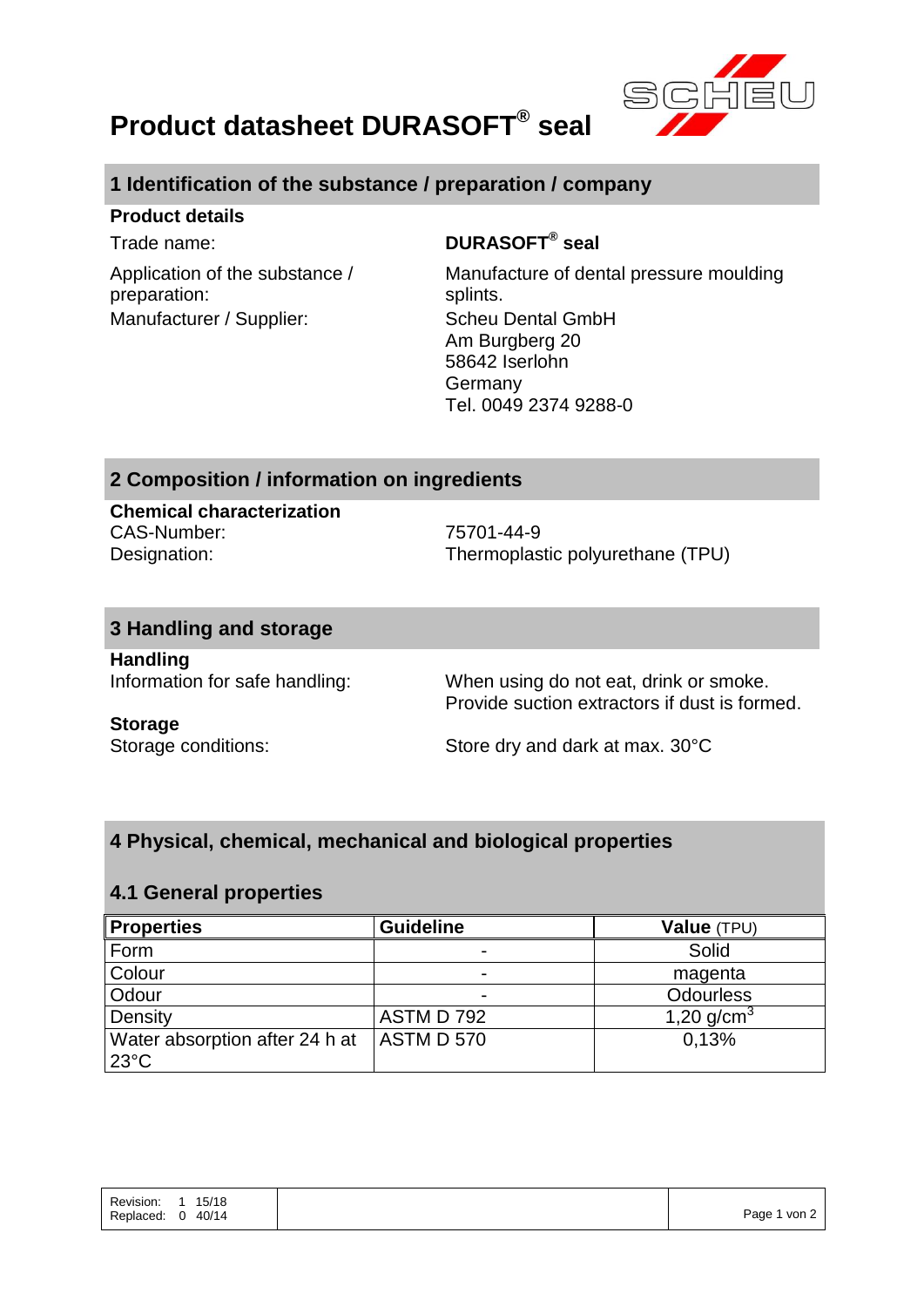# Product datasheet DURASOFT® seal

## 1 Identification of the substance / preparation / company

**Product details**

| | |
|---|---|
| Trade name: | **DURASOFT® seal** |
| Application of the substance / preparation: | Manufacture of dental pressure moulding splints. |
| Manufacturer / Supplier: | Scheu Dental GmbH<br>Am Burgberg 20<br>58642 Iserlohn<br>Germany<br>Tel. 0049 2374 9288-0 |

## 2 Composition / information on ingredients

**Chemical characterization**

| | |
|---|---|
| CAS-Number: | 75701-44-9 |
| Designation: | Thermoplastic polyurethane (TPU) |

## 3 Handling and storage

**Handling**

| | |
|---|---|
| Information for safe handling: | When using do not eat, drink or smoke.<br>Provide suction extractors if dust is formed. |

**Storage**

| | |
|---|---|
| Storage conditions: | Store dry and dark at max. 30°C |

## 4 Physical, chemical, mechanical and biological properties

### 4.1 General properties

| **Properties** | **Guideline** | **Value** (TPU) |
|---|---|---|
| Form | - | Solid |
| Colour | - | magenta |
| Odour | - | Odourless |
| Density | ASTM D 792 | 1,20 g/cm$^3$ |
| Water absorption after 24 h at 23°C | ASTM D 570 | 0,13% |

Revision: 1 15/18
Replaced: 0 40/14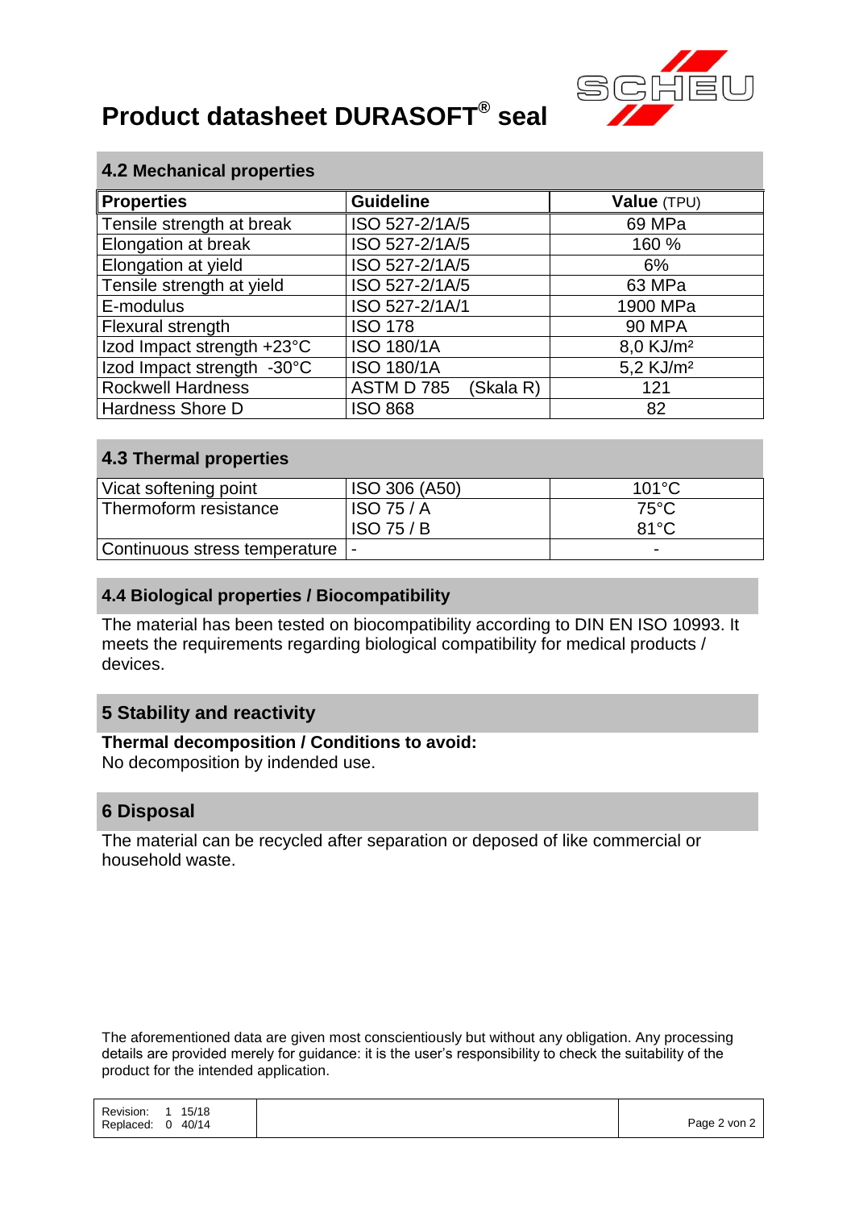# Product datasheet DURASOFT® seal

## 4.2 Mechanical properties

| **Properties** | **Guideline** | **Value** (TPU) |
|---|---|---|
| Tensile strength at break | ISO 527-2/1A/5 | 69 MPa |
| Elongation at break | ISO 527-2/1A/5 | 160 % |
| Elongation at yield | ISO 527-2/1A/5 | 6% |
| Tensile strength at yield | ISO 527-2/1A/5 | 63 MPa |
| E-modulus | ISO 527-2/1A/1 | 1900 MPa |
| Flexural strength | ISO 178 | 90 MPA |
| Izod Impact strength +23°C | ISO 180/1A | 8,0 KJ/m² |
| Izod Impact strength -30°C | ISO 180/1A | 5,2 KJ/m² |
| Rockwell Hardness | ASTM D 785 (Skala R) | 121 |
| Hardness Shore D | ISO 868 | 82 |

## 4.3 Thermal properties

| | | |
|---|---|---|
| Vicat softening point | ISO 306 (A50) | 101°C |
| Thermoform resistance | ISO 75 / A<br>ISO 75 / B | 75°C<br>81°C |
| Continuous stress temperature | - | - |

## 4.4 Biological properties / Biocompatibility

The material has been tested on biocompatibility according to DIN EN ISO 10993. It meets the requirements regarding biological compatibility for medical products / devices.

## 5 Stability and reactivity

**Thermal decomposition / Conditions to avoid:**
No decomposition by indended use.

## 6 Disposal

The material can be recycled after separation or deposed of like commercial or household waste.

The aforementioned data are given most conscientiously but without any obligation. Any processing details are provided merely for guidance: it is the user's responsibility to check the suitability of the product for the intended application.

Revision: 1 15/18
Replaced: 0 40/14